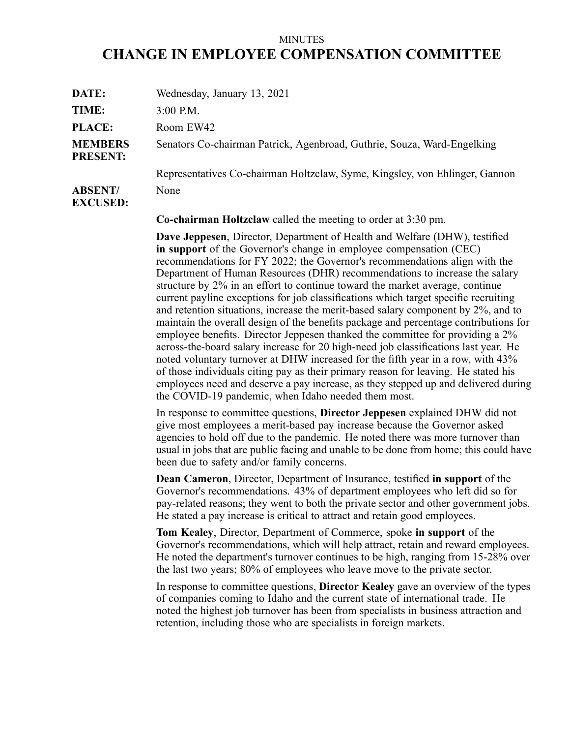MINUTES

# CHANGE IN EMPLOYEE COMPENSATION COMMITTEE

**DATE:** Wednesday, January 13, 2021

**TIME:** 3:00 P.M.

**PLACE:** Room EW42

**MEMBERS PRESENT:** Senators Co-chairman Patrick, Agenbroad, Guthrie, Souza, Ward-Engelking

Representatives Co-chairman Holtzclaw, Syme, Kingsley, von Ehlinger, Gannon

**ABSENT/ EXCUSED:** None

**Co-chairman Holtzclaw** called the meeting to order at 3:30 pm.

**Dave Jeppesen**, Director, Department of Health and Welfare (DHW), testified **in support** of the Governor's change in employee compensation (CEC) recommendations for FY 2022; the Governor's recommendations align with the Department of Human Resources (DHR) recommendations to increase the salary structure by 2% in an effort to continue toward the market average, continue current payline exceptions for job classifications which target specific recruiting and retention situations, increase the merit-based salary component by 2%, and to maintain the overall design of the benefits package and percentage contributions for employee benefits. Director Jeppesen thanked the committee for providing a 2% across-the-board salary increase for 20 high-need job classifications last year. He noted voluntary turnover at DHW increased for the fifth year in a row, with 43% of those individuals citing pay as their primary reason for leaving. He stated his employees need and deserve a pay increase, as they stepped up and delivered during the COVID-19 pandemic, when Idaho needed them most.

In response to committee questions, **Director Jeppesen** explained DHW did not give most employees a merit-based pay increase because the Governor asked agencies to hold off due to the pandemic. He noted there was more turnover than usual in jobs that are public facing and unable to be done from home; this could have been due to safety and/or family concerns.

**Dean Cameron**, Director, Department of Insurance, testified **in support** of the Governor's recommendations. 43% of department employees who left did so for pay-related reasons; they went to both the private sector and other government jobs. He stated a pay increase is critical to attract and retain good employees.

**Tom Kealey**, Director, Department of Commerce, spoke **in support** of the Governor's recommendations, which will help attract, retain and reward employees. He noted the department's turnover continues to be high, ranging from 15-28% over the last two years; 80% of employees who leave move to the private sector.

In response to committee questions, **Director Kealey** gave an overview of the types of companies coming to Idaho and the current state of international trade. He noted the highest job turnover has been from specialists in business attraction and retention, including those who are specialists in foreign markets.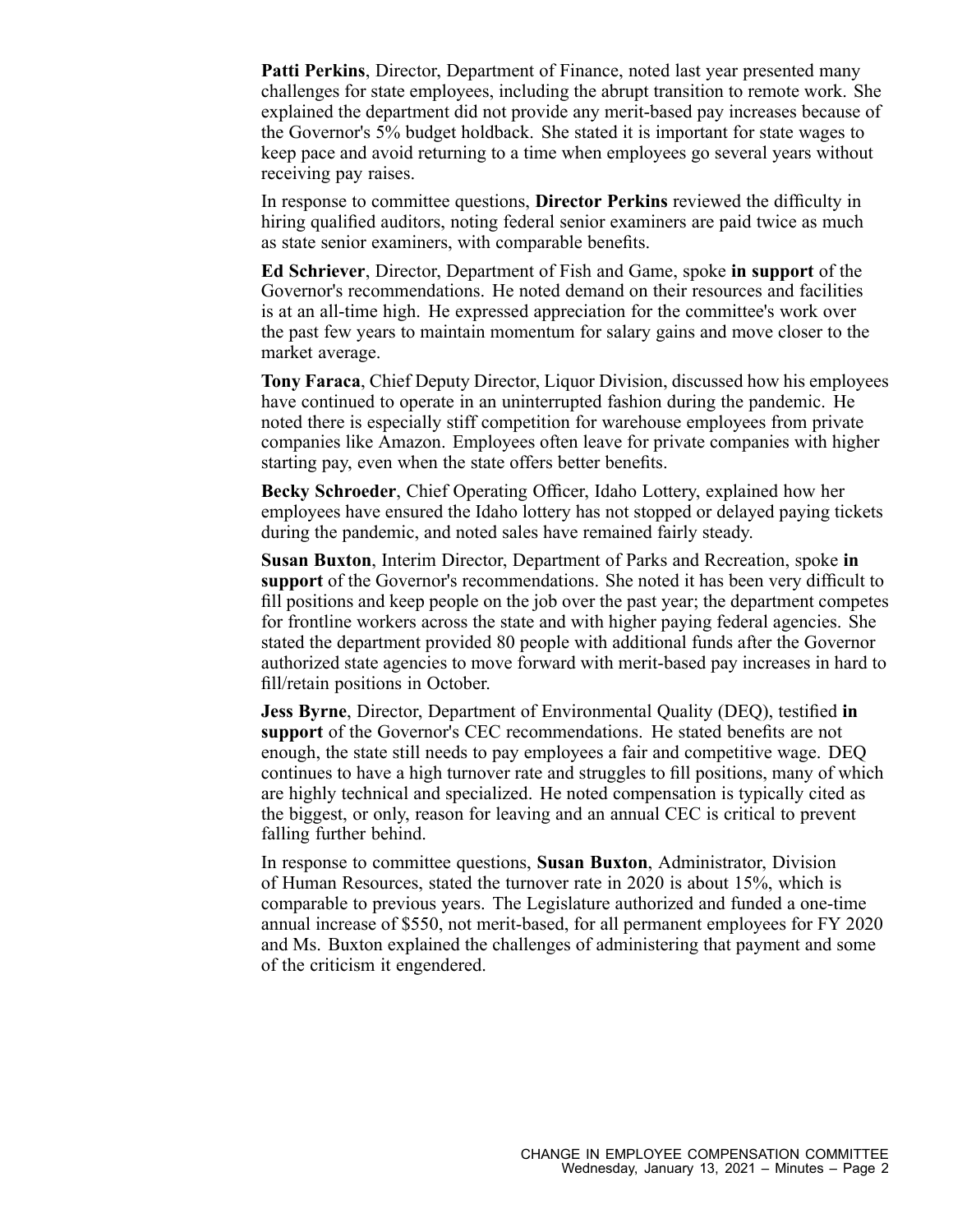**Patti Perkins**, Director, Department of Finance, noted last year presented many challenges for state employees, including the abrupt transition to remote work. She explained the department did not provide any merit-based pay increases because of the Governor's 5% budget holdback. She stated it is important for state wages to keep pace and avoid returning to a time when employees go several years without receiving pay raises.

In response to committee questions, **Director Perkins** reviewed the difficulty in hiring qualified auditors, noting federal senior examiners are paid twice as much as state senior examiners, with comparable benefits.

**Ed Schriever**, Director, Department of Fish and Game, spoke **in support** of the Governor's recommendations. He noted demand on their resources and facilities is at an all-time high. He expressed appreciation for the committee's work over the past few years to maintain momentum for salary gains and move closer to the market average.

**Tony Faraca**, Chief Deputy Director, Liquor Division, discussed how his employees have continued to operate in an uninterrupted fashion during the pandemic. He noted there is especially stiff competition for warehouse employees from private companies like Amazon. Employees often leave for private companies with higher starting pay, even when the state offers better benefits.

**Becky Schroeder**, Chief Operating Officer, Idaho Lottery, explained how her employees have ensured the Idaho lottery has not stopped or delayed paying tickets during the pandemic, and noted sales have remained fairly steady.

**Susan Buxton**, Interim Director, Department of Parks and Recreation, spoke **in support** of the Governor's recommendations. She noted it has been very difficult to fill positions and keep people on the job over the past year; the department competes for frontline workers across the state and with higher paying federal agencies. She stated the department provided 80 people with additional funds after the Governor authorized state agencies to move forward with merit-based pay increases in hard to fill/retain positions in October.

**Jess Byrne**, Director, Department of Environmental Quality (DEQ), testified **in support** of the Governor's CEC recommendations. He stated benefits are not enough, the state still needs to pay employees a fair and competitive wage. DEQ continues to have a high turnover rate and struggles to fill positions, many of which are highly technical and specialized. He noted compensation is typically cited as the biggest, or only, reason for leaving and an annual CEC is critical to prevent falling further behind.

In response to committee questions, **Susan Buxton**, Administrator, Division of Human Resources, stated the turnover rate in 2020 is about 15%, which is comparable to previous years. The Legislature authorized and funded a one-time annual increase of $550, not merit-based, for all permanent employees for FY 2020 and Ms. Buxton explained the challenges of administering that payment and some of the criticism it engendered.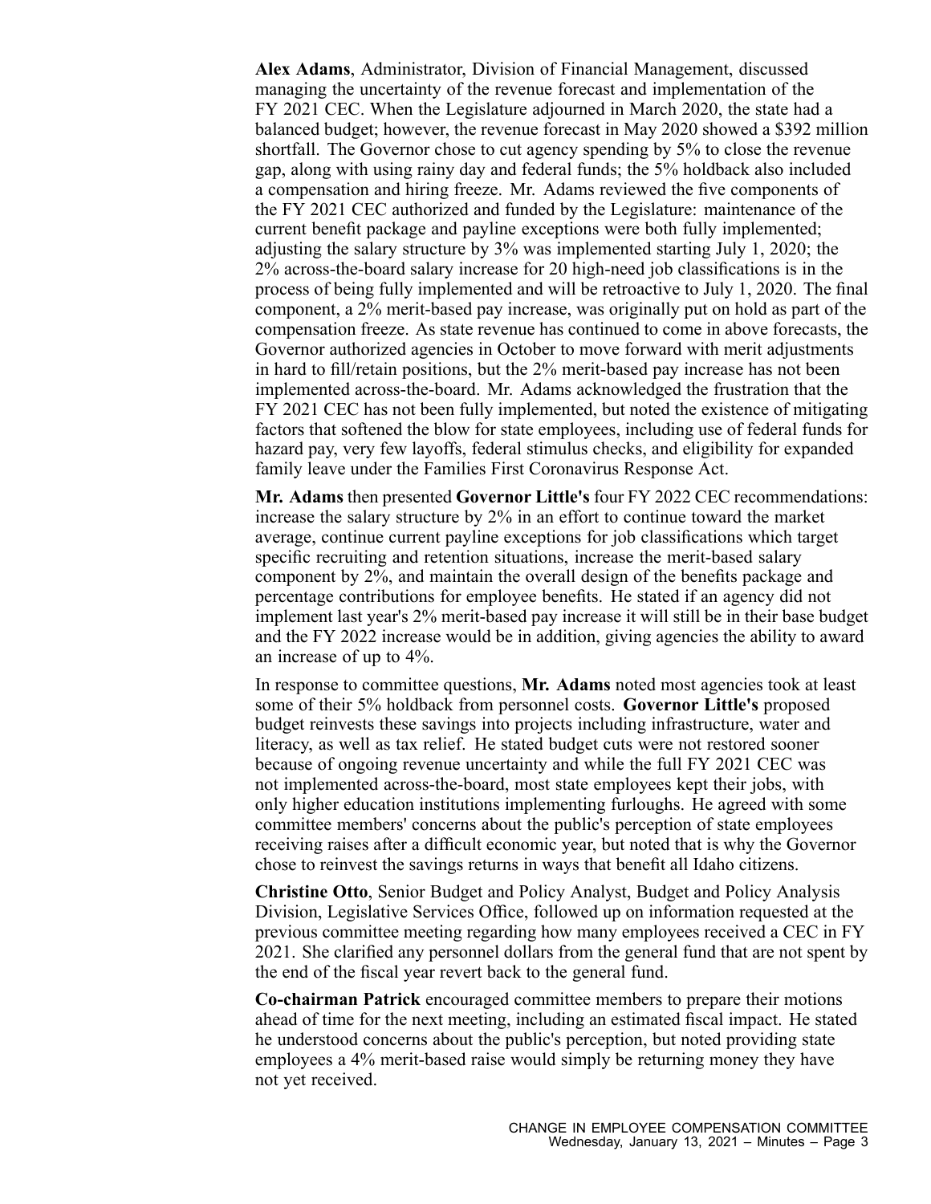**Alex Adams**, Administrator, Division of Financial Management, discussed managing the uncertainty of the revenue forecast and implementation of the FY 2021 CEC. When the Legislature adjourned in March 2020, the state had a balanced budget; however, the revenue forecast in May 2020 showed a $392 million shortfall. The Governor chose to cut agency spending by 5% to close the revenue gap, along with using rainy day and federal funds; the 5% holdback also included a compensation and hiring freeze. Mr. Adams reviewed the five components of the FY 2021 CEC authorized and funded by the Legislature: maintenance of the current benefit package and payline exceptions were both fully implemented; adjusting the salary structure by 3% was implemented starting July 1, 2020; the 2% across-the-board salary increase for 20 high-need job classifications is in the process of being fully implemented and will be retroactive to July 1, 2020. The final component, a 2% merit-based pay increase, was originally put on hold as part of the compensation freeze. As state revenue has continued to come in above forecasts, the Governor authorized agencies in October to move forward with merit adjustments in hard to fill/retain positions, but the 2% merit-based pay increase has not been implemented across-the-board. Mr. Adams acknowledged the frustration that the FY 2021 CEC has not been fully implemented, but noted the existence of mitigating factors that softened the blow for state employees, including use of federal funds for hazard pay, very few layoffs, federal stimulus checks, and eligibility for expanded family leave under the Families First Coronavirus Response Act.

**Mr. Adams** then presented **Governor Little's** four FY 2022 CEC recommendations: increase the salary structure by 2% in an effort to continue toward the market average, continue current payline exceptions for job classifications which target specific recruiting and retention situations, increase the merit-based salary component by 2%, and maintain the overall design of the benefits package and percentage contributions for employee benefits. He stated if an agency did not implement last year's 2% merit-based pay increase it will still be in their base budget and the FY 2022 increase would be in addition, giving agencies the ability to award an increase of up to 4%.

In response to committee questions, **Mr. Adams** noted most agencies took at least some of their 5% holdback from personnel costs. **Governor Little's** proposed budget reinvests these savings into projects including infrastructure, water and literacy, as well as tax relief. He stated budget cuts were not restored sooner because of ongoing revenue uncertainty and while the full FY 2021 CEC was not implemented across-the-board, most state employees kept their jobs, with only higher education institutions implementing furloughs. He agreed with some committee members' concerns about the public's perception of state employees receiving raises after a difficult economic year, but noted that is why the Governor chose to reinvest the savings returns in ways that benefit all Idaho citizens.

**Christine Otto**, Senior Budget and Policy Analyst, Budget and Policy Analysis Division, Legislative Services Office, followed up on information requested at the previous committee meeting regarding how many employees received a CEC in FY 2021. She clarified any personnel dollars from the general fund that are not spent by the end of the fiscal year revert back to the general fund.

**Co-chairman Patrick** encouraged committee members to prepare their motions ahead of time for the next meeting, including an estimated fiscal impact. He stated he understood concerns about the public's perception, but noted providing state employees a 4% merit-based raise would simply be returning money they have not yet received.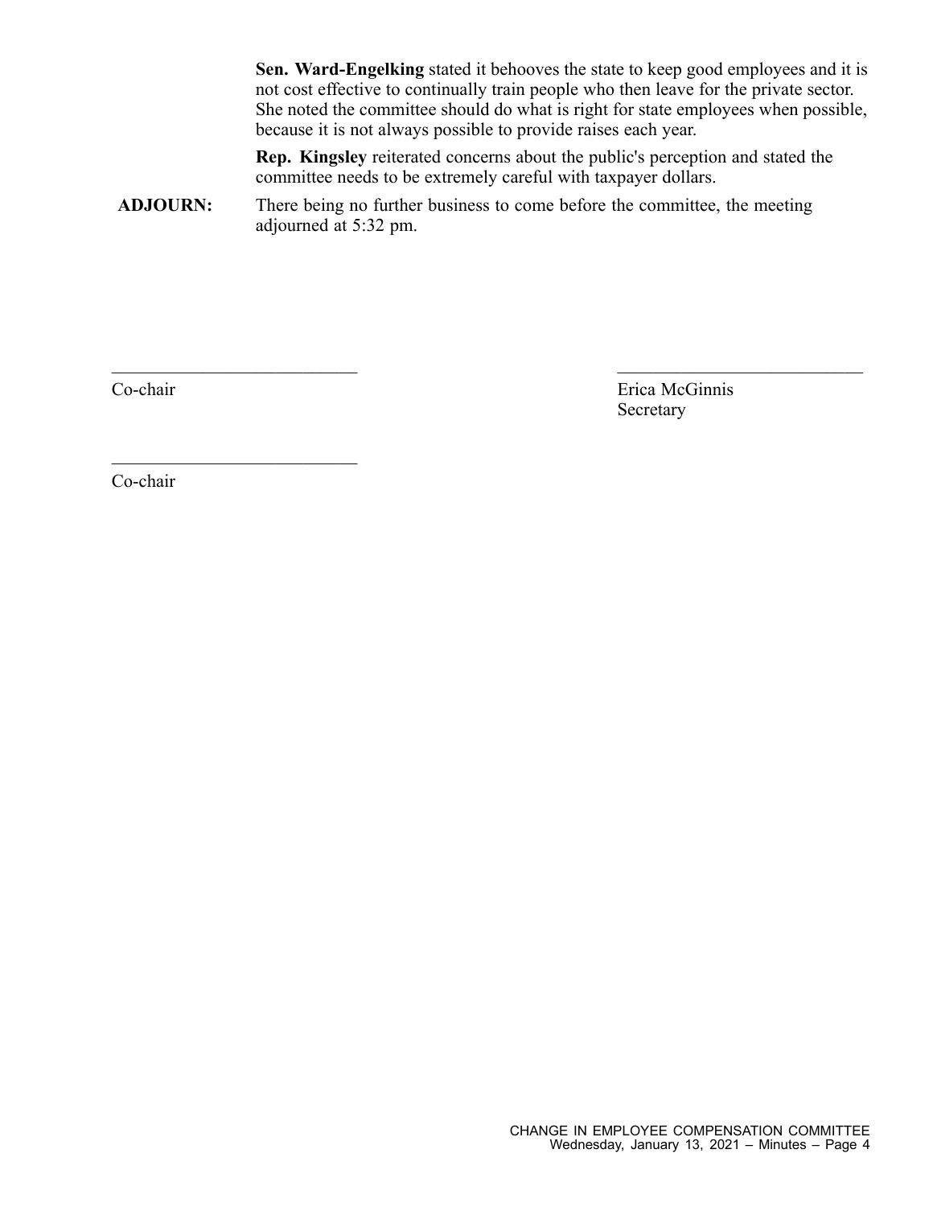**Sen. Ward-Engelking** stated it behooves the state to keep good employees and it is not cost effective to continually train people who then leave for the private sector. She noted the committee should do what is right for state employees when possible, because it is not always possible to provide raises each year.

**Rep. Kingsley** reiterated concerns about the public's perception and stated the committee needs to be extremely careful with taxpayer dollars.

**ADJOURN:** There being no further business to come before the committee, the meeting adjourned at 5:32 pm.

___________________________
Co-chair

___________________________
Erica McGinnis
Secretary

___________________________
Co-chair